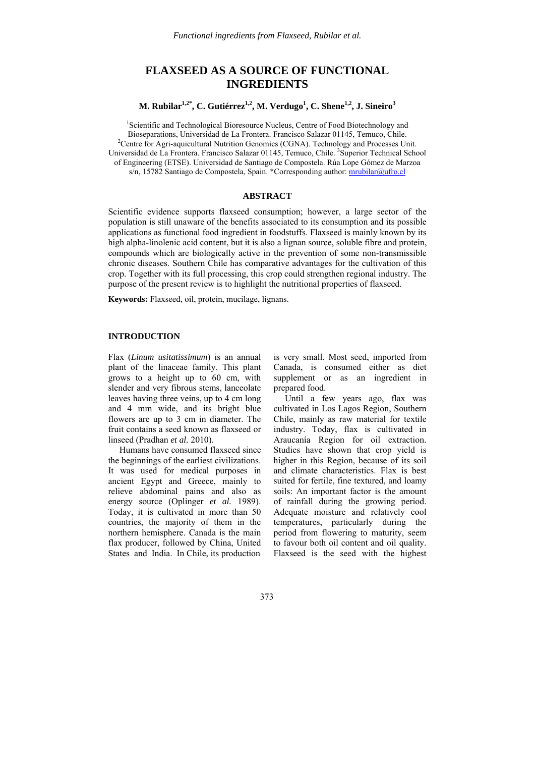# FLAXSEED AS A SOURCE OF FUNCTIONAL INGREDIENTS

**M. Rubilar[1,2*], C. Gutiérrez[1,2], M. Verdugo[1], C. Shene[1,2], J. Sineiro[3]**

[1]Scientific and Technological Bioresource Nucleus, Centre of Food Biotechnology and Bioseparations, Universidad de La Frontera. Francisco Salazar 01145, Temuco, Chile. [2]Centre for Agri-aquicultural Nutrition Genomics (CGNA). Technology and Processes Unit. Universidad de La Frontera. Francisco Salazar 01145, Temuco, Chile. [3]Superior Technical School of Engineering (ETSE). Universidad de Santiago de Compostela. Rúa Lope Gómez de Marzoa s/n, 15782 Santiago de Compostela, Spain. *Corresponding author: mrubilar@ufro.cl

## ABSTRACT

Scientific evidence supports flaxseed consumption; however, a large sector of the population is still unaware of the benefits associated to its consumption and its possible applications as functional food ingredient in foodstuffs. Flaxseed is mainly known by its high alpha-linolenic acid content, but it is also a lignan source, soluble fibre and protein, compounds which are biologically active in the prevention of some non-transmissible chronic diseases. Southern Chile has comparative advantages for the cultivation of this crop. Together with its full processing, this crop could strengthen regional industry. The purpose of the present review is to highlight the nutritional properties of flaxseed.

**Keywords:** Flaxseed, oil, protein, mucilage, lignans.

## INTRODUCTION

Flax (*Linum usitatissimum*) is an annual plant of the linaceae family. This plant grows to a height up to 60 cm, with slender and very fibrous stems, lanceolate leaves having three veins, up to 4 cm long and 4 mm wide, and its bright blue flowers are up to 3 cm in diameter. The fruit contains a seed known as flaxseed or linseed (Pradhan *et al.* 2010).

Humans have consumed flaxseed since the beginnings of the earliest civilizations. It was used for medical purposes in ancient Egypt and Greece, mainly to relieve abdominal pains and also as energy source (Oplinger *et al.* 1989). Today, it is cultivated in more than 50 countries, the majority of them in the northern hemisphere. Canada is the main flax producer, followed by China, United States and India. In Chile, its production is very small. Most seed, imported from Canada, is consumed either as diet supplement or as an ingredient in prepared food.

Until a few years ago, flax was cultivated in Los Lagos Region, Southern Chile, mainly as raw material for textile industry. Today, flax is cultivated in Araucanía Region for oil extraction. Studies have shown that crop yield is higher in this Region, because of its soil and climate characteristics. Flax is best suited for fertile, fine textured, and loamy soils: An important factor is the amount of rainfall during the growing period. Adequate moisture and relatively cool temperatures, particularly during the period from flowering to maturity, seem to favour both oil content and oil quality. Flaxseed is the seed with the highest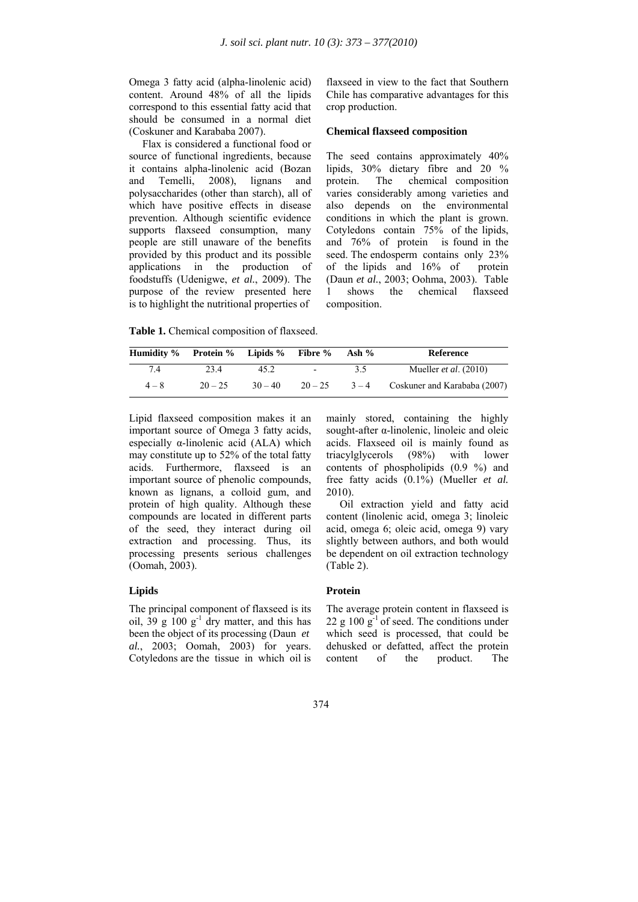Omega 3 fatty acid (alpha-linolenic acid) content. Around 48% of all the lipids correspond to this essential fatty acid that should be consumed in a normal diet (Coskuner and Karababa 2007).

Flax is considered a functional food or source of functional ingredients, because it contains alpha-linolenic acid (Bozan and Temelli, 2008), lignans and polysaccharides (other than starch), all of which have positive effects in disease prevention. Although scientific evidence supports flaxseed consumption, many people are still unaware of the benefits provided by this product and its possible applications in the production of foodstuffs (Udenigwe, *et al.*, 2009). The purpose of the review presented here is to highlight the nutritional properties of flaxseed in view to the fact that Southern Chile has comparative advantages for this crop production.

### Chemical flaxseed composition

The seed contains approximately 40% lipids, 30% dietary fibre and 20 % protein. The chemical composition varies considerably among varieties and also depends on the environmental conditions in which the plant is grown. Cotyledons contain 75% of the lipids, and 76% of protein is found in the seed. The endosperm contains only 23% of the lipids and 16% of protein (Daun *et al.*, 2003; Oohma, 2003). Table 1 shows the chemical flaxseed composition.

**Table 1.** Chemical composition of flaxseed.

| Humidity % | Protein % | Lipids % | Fibre % | Ash % | Reference |
|---|---|---|---|---|---|
| 7.4 | 23.4 | 45.2 | - | 3.5 | Mueller *et al*. (2010) |
| 4 – 8 | 20 – 25 | 30 – 40 | 20 – 25 | 3 – 4 | Coskuner and Karababa (2007) |

Lipid flaxseed composition makes it an important source of Omega 3 fatty acids, especially α-linolenic acid (ALA) which may constitute up to 52% of the total fatty acids. Furthermore, flaxseed is an important source of phenolic compounds, known as lignans, a colloid gum, and protein of high quality. Although these compounds are located in different parts of the seed, they interact during oil extraction and processing. Thus, its processing presents serious challenges (Oomah, 2003).

### Lipids

The principal component of flaxseed is its oil, 39 g 100 $g^{-1}$ dry matter, and this has been the object of its processing (Daun *et al.*, 2003; Oomah, 2003) for years. Cotyledons are the tissue in which oil is mainly stored, containing the highly sought-after α-linolenic, linoleic and oleic acids. Flaxseed oil is mainly found as triacylglycerols (98%) with lower contents of phospholipids (0.9 %) and free fatty acids (0.1%) (Mueller *et al.* 2010).

Oil extraction yield and fatty acid content (linolenic acid, omega 3; linoleic acid, omega 6; oleic acid, omega 9) vary slightly between authors, and both would be dependent on oil extraction technology (Table 2).

### Protein

The average protein content in flaxseed is 22 g 100 $g^{-1}$ of seed. The conditions under which seed is processed, that could be dehusked or defatted, affect the protein content of the product. The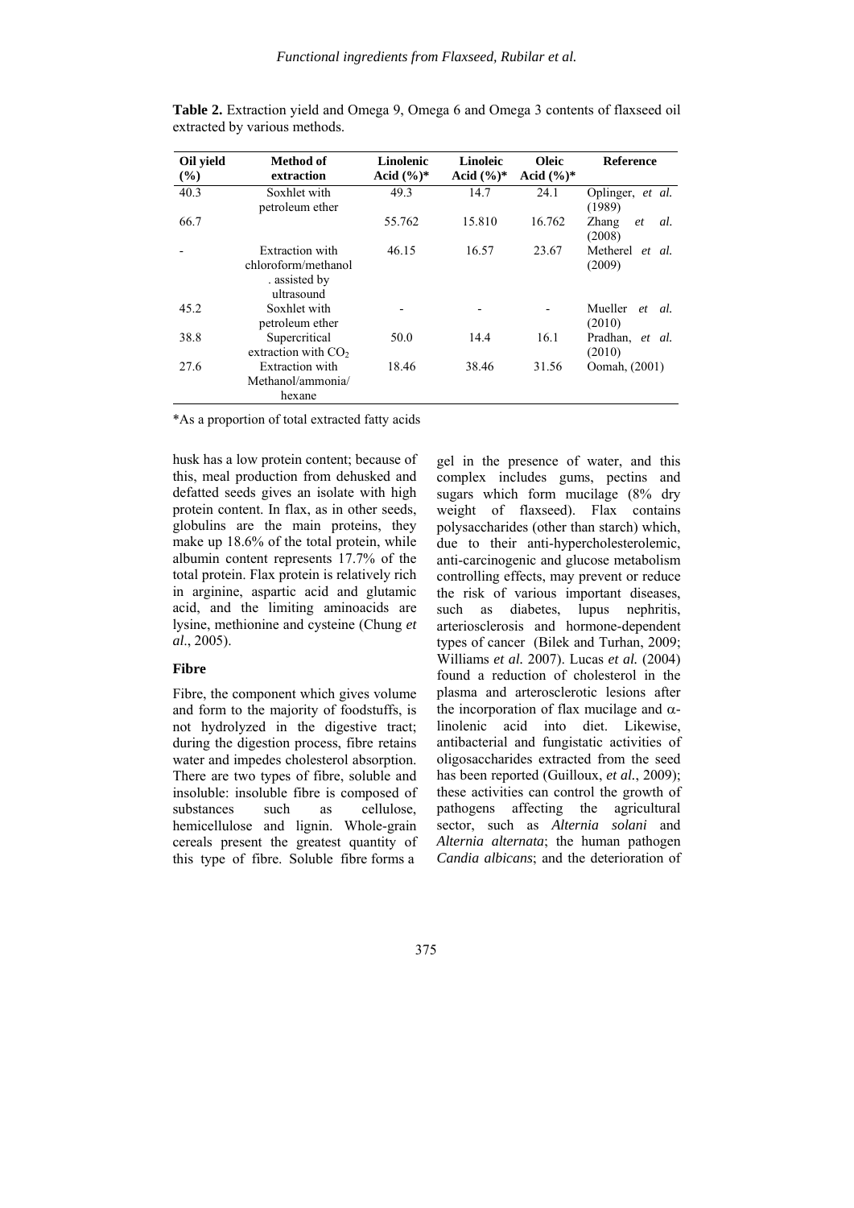**Table 2.** Extraction yield and Omega 9, Omega 6 and Omega 3 contents of flaxseed oil extracted by various methods.

| Oil yield (%) | Method of extraction | Linolenic Acid (%)* | Linoleic Acid (%)* | Oleic Acid (%)* | Reference |
|---|---|---|---|---|---|
| 40.3 | Soxhlet with petroleum ether | 49.3 | 14.7 | 24.1 | Oplinger, *et al.* (1989) |
| 66.7 | | 55.762 | 15.810 | 16.762 | Zhang *et al.* (2008) |
| - | Extraction with chloroform/methanol . assisted by ultrasound | 46.15 | 16.57 | 23.67 | Metherel *et al.* (2009) |
| 45.2 | Soxhlet with petroleum ether | - | - | - | Mueller *et al.* (2010) |
| 38.8 | Supercritical extraction with $CO_2$ | 50.0 | 14.4 | 16.1 | Pradhan, *et al.* (2010) |
| 27.6 | Extraction with Methanol/ammonia/ hexane | 18.46 | 38.46 | 31.56 | Oomah, (2001) |

*As a proportion of total extracted fatty acids

husk has a low protein content; because of this, meal production from dehusked and defatted seeds gives an isolate with high protein content. In flax, as in other seeds, globulins are the main proteins, they make up 18.6% of the total protein, while albumin content represents 17.7% of the total protein. Flax protein is relatively rich in arginine, aspartic acid and glutamic acid, and the limiting aminoacids are lysine, methionine and cysteine (Chung *et al*., 2005).

## Fibre

Fibre, the component which gives volume and form to the majority of foodstuffs, is not hydrolyzed in the digestive tract; during the digestion process, fibre retains water and impedes cholesterol absorption. There are two types of fibre, soluble and insoluble: insoluble fibre is composed of substances such as cellulose, hemicellulose and lignin. Whole-grain cereals present the greatest quantity of this type of fibre. Soluble fibre forms a gel in the presence of water, and this complex includes gums, pectins and sugars which form mucilage (8% dry weight of flaxseed). Flax contains polysaccharides (other than starch) which, due to their anti-hypercholesterolemic, anti-carcinogenic and glucose metabolism controlling effects, may prevent or reduce the risk of various important diseases, such as diabetes, lupus nephritis, arteriosclerosis and hormone-dependent types of cancer (Bilek and Turhan, 2009; Williams *et al.* 2007). Lucas *et al.* (2004) found a reduction of cholesterol in the plasma and arterosclerotic lesions after the incorporation of flax mucilage and α-linolenic acid into diet. Likewise, antibacterial and fungistatic activities of oligosaccharides extracted from the seed has been reported (Guilloux, *et al.*, 2009); these activities can control the growth of pathogens affecting the agricultural sector, such as *Alternia solani* and *Alternia alternata*; the human pathogen *Candia albicans*; and the deterioration of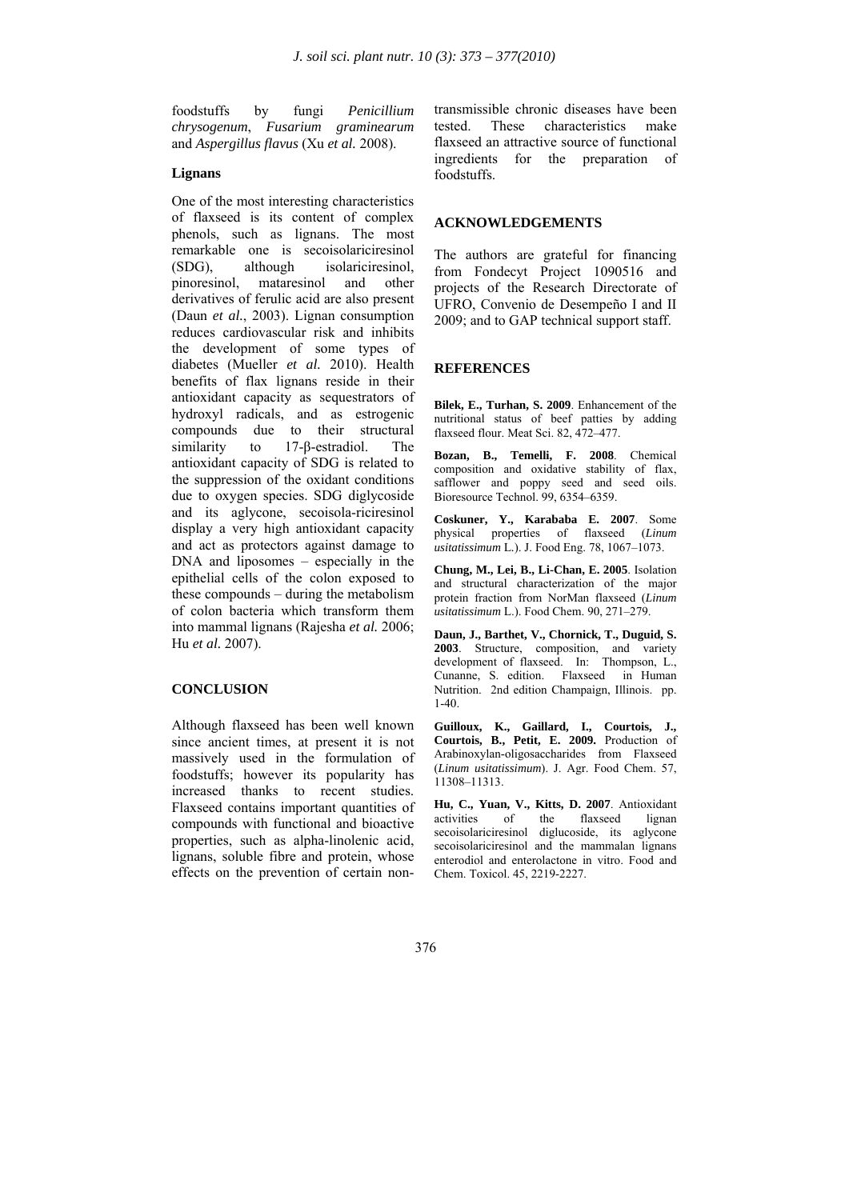foodstuffs by fungi *Penicillium chrysogenum*, *Fusarium graminearum* and *Aspergillus flavus* (Xu *et al.* 2008).

### Lignans

One of the most interesting characteristics of flaxseed is its content of complex phenols, such as lignans. The most remarkable one is secoisolariciresinol (SDG), although isolariciresinol, pinoresinol, mataresinol and other derivatives of ferulic acid are also present (Daun *et al.*, 2003). Lignan consumption reduces cardiovascular risk and inhibits the development of some types of diabetes (Mueller *et al.* 2010). Health benefits of flax lignans reside in their antioxidant capacity as sequestrators of hydroxyl radicals, and as estrogenic compounds due to their structural similarity to 17-β-estradiol. The antioxidant capacity of SDG is related to the suppression of the oxidant conditions due to oxygen species. SDG diglycoside and its aglycone, secoisola-riciresinol display a very high antioxidant capacity and act as protectors against damage to DNA and liposomes – especially in the epithelial cells of the colon exposed to these compounds – during the metabolism of colon bacteria which transform them into mammal lignans (Rajesha *et al.* 2006; Hu *et al.* 2007).

## CONCLUSION

Although flaxseed has been well known since ancient times, at present it is not massively used in the formulation of foodstuffs; however its popularity has increased thanks to recent studies. Flaxseed contains important quantities of compounds with functional and bioactive properties, such as alpha-linolenic acid, lignans, soluble fibre and protein, whose effects on the prevention of certain non-transmissible chronic diseases have been tested. These characteristics make flaxseed an attractive source of functional ingredients for the preparation of foodstuffs.

## ACKNOWLEDGEMENTS

The authors are grateful for financing from Fondecyt Project 1090516 and projects of the Research Directorate of UFRO, Convenio de Desempeño I and II 2009; and to GAP technical support staff.

## REFERENCES

**Bilek, E., Turhan, S. 2009**. Enhancement of the nutritional status of beef patties by adding flaxseed flour. Meat Sci. 82, 472–477.

**Bozan, B., Temelli, F. 2008**. Chemical composition and oxidative stability of flax, safflower and poppy seed and seed oils. Bioresource Technol. 99, 6354–6359.

**Coskuner, Y., Karababa E. 2007**. Some physical properties of flaxseed (*Linum usitatissimum* L.). J. Food Eng. 78, 1067–1073.

**Chung, M., Lei, B., Li-Chan, E. 2005**. Isolation and structural characterization of the major protein fraction from NorMan flaxseed (*Linum usitatissimum* L.). Food Chem. 90, 271–279.

**Daun, J., Barthet, V., Chornick, T., Duguid, S. 2003**. Structure, composition, and variety development of flaxseed. In: Thompson, L., Cunanne, S. edition. Flaxseed in Human Nutrition. 2nd edition Champaign, Illinois. pp. 1-40.

**Guilloux, K., Gaillard, I., Courtois, J., Courtois, B., Petit, E. 2009.** Production of Arabinoxylan-oligosaccharides from Flaxseed (*Linum usitatissimum*). J. Agr. Food Chem. 57, 11308–11313.

**Hu, C., Yuan, V., Kitts, D. 2007**. Antioxidant activities of the flaxseed lignan secoisolariciresinol diglucoside, its aglycone secoisolariciresinol and the mammalan lignans enterodiol and enterolactone in vitro. Food and Chem. Toxicol. 45, 2219-2227.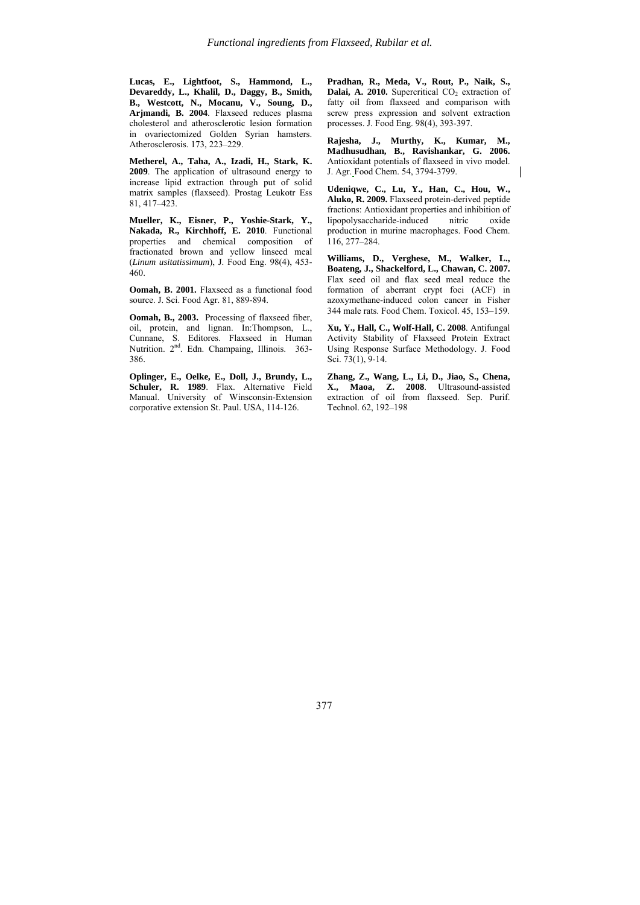**Lucas, E., Lightfoot, S., Hammond, L., Devareddy, L., Khalil, D., Daggy, B., Smith, B., Westcott, N., Mocanu, V., Soung, D., Arjmandi, B. 2004**. Flaxseed reduces plasma cholesterol and atherosclerotic lesion formation in ovariectomized Golden Syrian hamsters. Atherosclerosis. 173, 223–229.

**Metherel, A., Taha, A., Izadi, H., Stark, K. 2009**. The application of ultrasound energy to increase lipid extraction through put of solid matrix samples (flaxseed). Prostag Leukotr Ess 81, 417–423.

**Mueller, K., Eisner, P., Yoshie-Stark, Y., Nakada, R., Kirchhoff, E. 2010**. Functional properties and chemical composition of fractionated brown and yellow linseed meal (*Linum usitatissimum*), J. Food Eng. 98(4), 453-460.

**Oomah, B. 2001.** Flaxseed as a functional food source. J. Sci. Food Agr. 81, 889-894.

**Oomah, B., 2003.** Processing of flaxseed fiber, oil, protein, and lignan. In:Thompson, L., Cunnane, S. Editores. Flaxseed in Human Nutrition. 2nd. Edn. Champaing, Illinois. 363-386.

**Oplinger, E., Oelke, E., Doll, J., Brundy, L., Schuler, R. 1989**. Flax. Alternative Field Manual. University of Winsconsin-Extension corporative extension St. Paul. USA, 114-126.

**Pradhan, R., Meda, V., Rout, P., Naik, S., Dalai, A. 2010.** Supercritical $CO_2$ extraction of fatty oil from flaxseed and comparison with screw press expression and solvent extraction processes. J. Food Eng. 98(4), 393-397.

**Rajesha, J., Murthy, K., Kumar, M., Madhusudhan, B., Ravishankar, G. 2006.** Antioxidant potentials of flaxseed in vivo model. J. Agr. Food Chem. 54, 3794-3799.

**Udeniqwe, C., Lu, Y., Han, C., Hou, W., Aluko, R. 2009.** Flaxseed protein-derived peptide fractions: Antioxidant properties and inhibition of lipopolysaccharide-induced nitric oxide production in murine macrophages. Food Chem. 116, 277–284.

**Williams, D., Verghese, M., Walker, L., Boateng, J., Shackelford, L., Chawan, C. 2007.** Flax seed oil and flax seed meal reduce the formation of aberrant crypt foci (ACF) in azoxymethane-induced colon cancer in Fisher 344 male rats. Food Chem. Toxicol. 45, 153–159.

**Xu, Y., Hall, C., Wolf-Hall, C. 2008**. Antifungal Activity Stability of Flaxseed Protein Extract Using Response Surface Methodology. J. Food Sci. 73(1), 9-14.

**Zhang, Z., Wang, L., Li, D., Jiao, S., Chena, X., Maoa, Z. 2008**. Ultrasound-assisted extraction of oil from flaxseed. Sep. Purif. Technol. 62, 192–198